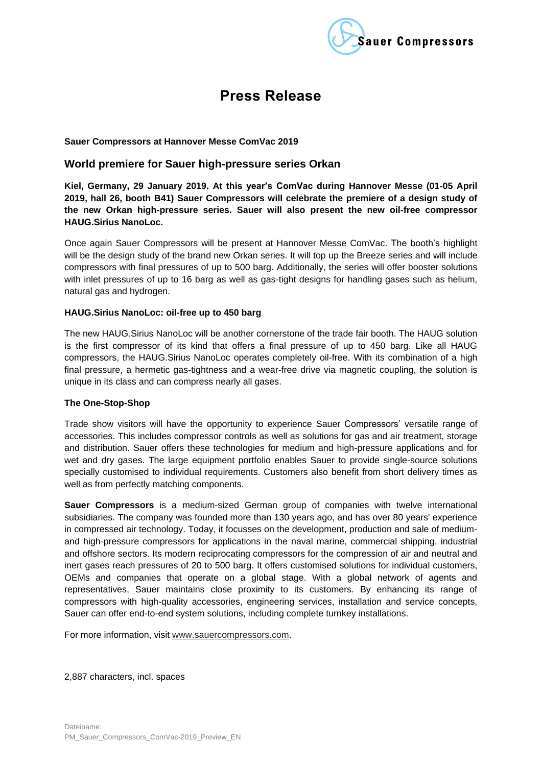Sauer Compressors

# Press Release

**Sauer Compressors at Hannover Messe ComVac 2019**

## World premiere for Sauer high-pressure series Orkan

**Kiel, Germany, 29 January 2019. At this year's ComVac during Hannover Messe (01-05 April 2019, hall 26, booth B41) Sauer Compressors will celebrate the premiere of a design study of the new Orkan high-pressure series. Sauer will also present the new oil-free compressor HAUG.Sirius NanoLoc.**

Once again Sauer Compressors will be present at Hannover Messe ComVac. The booth's highlight will be the design study of the brand new Orkan series. It will top up the Breeze series and will include compressors with final pressures of up to 500 barg. Additionally, the series will offer booster solutions with inlet pressures of up to 16 barg as well as gas-tight designs for handling gases such as helium, natural gas and hydrogen.

**HAUG.Sirius NanoLoc: oil-free up to 450 barg**

The new HAUG.Sirius NanoLoc will be another cornerstone of the trade fair booth. The HAUG solution is the first compressor of its kind that offers a final pressure of up to 450 barg. Like all HAUG compressors, the HAUG.Sirius NanoLoc operates completely oil-free. With its combination of a high final pressure, a hermetic gas-tightness and a wear-free drive via magnetic coupling, the solution is unique in its class and can compress nearly all gases.

**The One-Stop-Shop**

Trade show visitors will have the opportunity to experience Sauer Compressors' versatile range of accessories. This includes compressor controls as well as solutions for gas and air treatment, storage and distribution. Sauer offers these technologies for medium and high-pressure applications and for wet and dry gases. The large equipment portfolio enables Sauer to provide single-source solutions specially customised to individual requirements. Customers also benefit from short delivery times as well as from perfectly matching components.

**Sauer Compressors** is a medium-sized German group of companies with twelve international subsidiaries. The company was founded more than 130 years ago, and has over 80 years' experience in compressed air technology. Today, it focusses on the development, production and sale of medium- and high-pressure compressors for applications in the naval marine, commercial shipping, industrial and offshore sectors. Its modern reciprocating compressors for the compression of air and neutral and inert gases reach pressures of 20 to 500 barg. It offers customised solutions for individual customers, OEMs and companies that operate on a global stage. With a global network of agents and representatives, Sauer maintains close proximity to its customers. By enhancing its range of compressors with high-quality accessories, engineering services, installation and service concepts, Sauer can offer end-to-end system solutions, including complete turnkey installations.

For more information, visit www.sauercompressors.com.

2,887 characters, incl. spaces

Dateiname:
PM_Sauer_Compressors_ComVac-2019_Preview_EN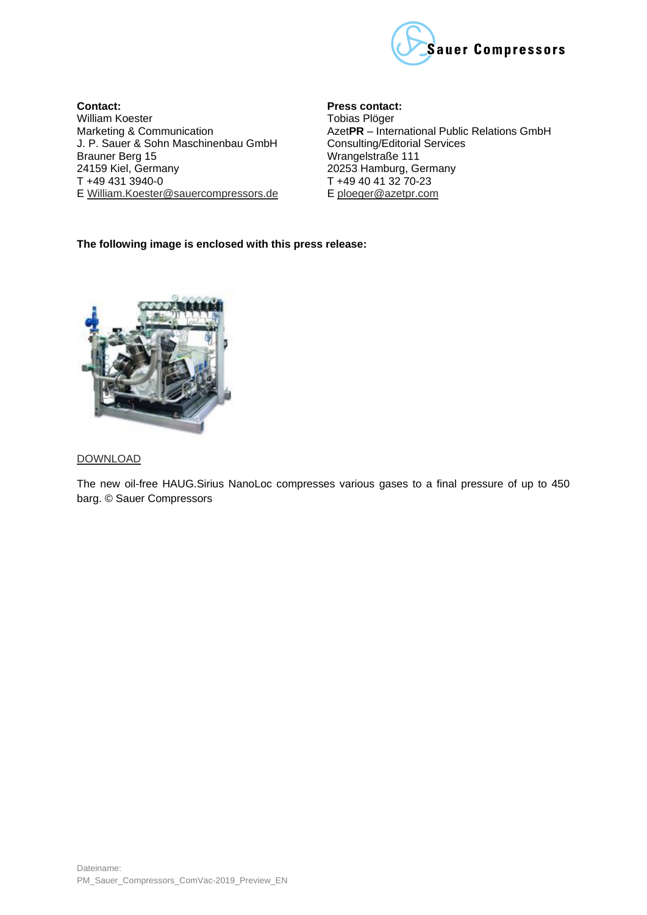**Contact:**
William Koester
Marketing & Communication
J. P. Sauer & Sohn Maschinenbau GmbH
Brauner Berg 15
24159 Kiel, Germany
T +49 431 3940-0
E William.Koester@sauercompressors.de

**Press contact:**
Tobias Plöger
Azet**PR** – International Public Relations GmbH
Consulting/Editorial Services
Wrangelstraße 111
20253 Hamburg, Germany
T +49 40 41 32 70-23
E ploeger@azetpr.com

**The following image is enclosed with this press release:**

DOWNLOAD

The new oil-free HAUG.Sirius NanoLoc compresses various gases to a final pressure of up to 450 barg. © Sauer Compressors

Dateiname:
PM_Sauer_Compressors_ComVac-2019_Preview_EN